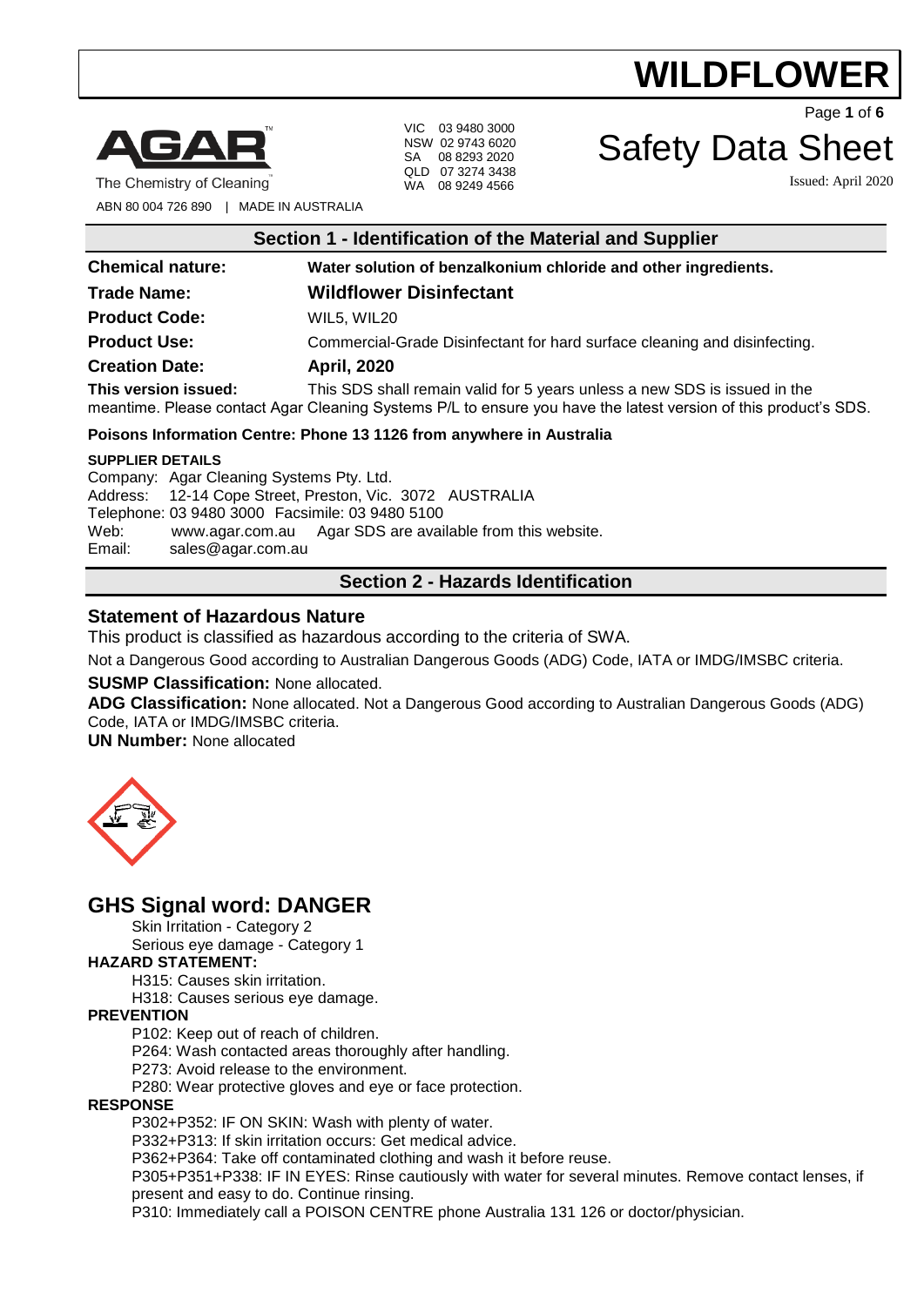# WILDFLOWER

AGAR™
The Chemistry of Cleaning™
ABN 80 004 726 890 | MADE IN AUSTRALIA

VIC 03 9480 3000
NSW 02 9743 6020
SA 08 8293 2020
QLD 07 3274 3438
WA 08 9249 4566

# Safety Data Sheet

Issued: April 2020

## Section 1 - Identification of the Material and Supplier

**Chemical nature:** **Water solution of benzalkonium chloride and other ingredients.**

**Trade Name:** **Wildflower Disinfectant**

**Product Code:** WIL5, WIL20

**Product Use:** Commercial-Grade Disinfectant for hard surface cleaning and disinfecting.

**Creation Date:** **April, 2020**

**This version issued:** This SDS shall remain valid for 5 years unless a new SDS is issued in the meantime. Please contact Agar Cleaning Systems P/L to ensure you have the latest version of this product's SDS.

**Poisons Information Centre: Phone 13 1126 from anywhere in Australia**

**SUPPLIER DETAILS**

Company: Agar Cleaning Systems Pty. Ltd.
Address: 12-14 Cope Street, Preston, Vic. 3072 AUSTRALIA
Telephone: 03 9480 3000 Facsimile: 03 9480 5100
Web: www.agar.com.au Agar SDS are available from this website.
Email: sales@agar.com.au

## Section 2 - Hazards Identification

### Statement of Hazardous Nature

This product is classified as hazardous according to the criteria of SWA.

Not a Dangerous Good according to Australian Dangerous Goods (ADG) Code, IATA or IMDG/IMSBC criteria.

**SUSMP Classification:** None allocated.

**ADG Classification:** None allocated. Not a Dangerous Good according to Australian Dangerous Goods (ADG) Code, IATA or IMDG/IMSBC criteria.

**UN Number:** None allocated

## GHS Signal word: DANGER

Skin Irritation - Category 2
Serious eye damage - Category 1

**HAZARD STATEMENT:**

H315: Causes skin irritation.
H318: Causes serious eye damage.

**PREVENTION**

P102: Keep out of reach of children.
P264: Wash contacted areas thoroughly after handling.
P273: Avoid release to the environment.
P280: Wear protective gloves and eye or face protection.

**RESPONSE**

P302+P352: IF ON SKIN: Wash with plenty of water.
P332+P313: If skin irritation occurs: Get medical advice.
P362+P364: Take off contaminated clothing and wash it before reuse.
P305+P351+P338: IF IN EYES: Rinse cautiously with water for several minutes. Remove contact lenses, if present and easy to do. Continue rinsing.
P310: Immediately call a POISON CENTRE phone Australia 131 126 or doctor/physician.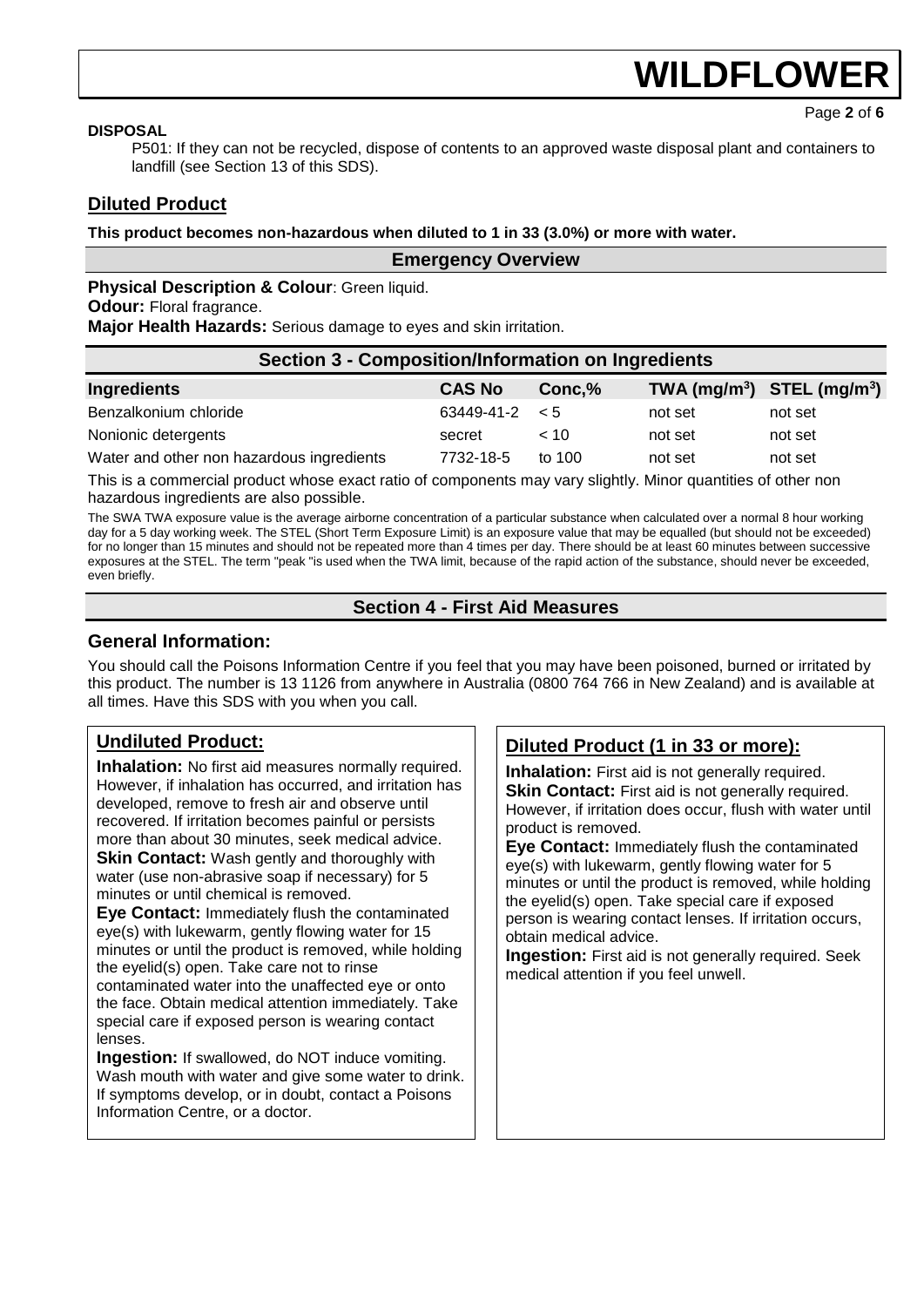**DISPOSAL**

P501: If they can not be recycled, dispose of contents to an approved waste disposal plant and containers to landfill (see Section 13 of this SDS).

## Diluted Product

**This product becomes non-hazardous when diluted to 1 in 33 (3.0%) or more with water.**

### Emergency Overview

**Physical Description & Colour**: Green liquid.

**Odour:** Floral fragrance.

**Major Health Hazards:** Serious damage to eyes and skin irritation.

## Section 3 - Composition/Information on Ingredients

| Ingredients | CAS No | Conc,% | TWA ($mg/m^3$) | STEL ($mg/m^3$) |
|---|---|---|---|---|
| Benzalkonium chloride | 63449-41-2 | < 5 | not set | not set |
| Nonionic detergents | secret | < 10 | not set | not set |
| Water and other non hazardous ingredients | 7732-18-5 | to 100 | not set | not set |

This is a commercial product whose exact ratio of components may vary slightly. Minor quantities of other non hazardous ingredients are also possible.

The SWA TWA exposure value is the average airborne concentration of a particular substance when calculated over a normal 8 hour working day for a 5 day working week. The STEL (Short Term Exposure Limit) is an exposure value that may be equalled (but should not be exceeded) for no longer than 15 minutes and should not be repeated more than 4 times per day. There should be at least 60 minutes between successive exposures at the STEL. The term "peak "is used when the TWA limit, because of the rapid action of the substance, should never be exceeded, even briefly.

## Section 4 - First Aid Measures

### General Information:

You should call the Poisons Information Centre if you feel that you may have been poisoned, burned or irritated by this product. The number is 13 1126 from anywhere in Australia (0800 764 766 in New Zealand) and is available at all times. Have this SDS with you when you call.

### Undiluted Product:

**Inhalation:** No first aid measures normally required. However, if inhalation has occurred, and irritation has developed, remove to fresh air and observe until recovered. If irritation becomes painful or persists more than about 30 minutes, seek medical advice.

**Skin Contact:** Wash gently and thoroughly with water (use non-abrasive soap if necessary) for 5 minutes or until chemical is removed.

**Eye Contact:** Immediately flush the contaminated eye(s) with lukewarm, gently flowing water for 15 minutes or until the product is removed, while holding the eyelid(s) open. Take care not to rinse contaminated water into the unaffected eye or onto the face. Obtain medical attention immediately. Take special care if exposed person is wearing contact lenses.

**Ingestion:** If swallowed, do NOT induce vomiting. Wash mouth with water and give some water to drink. If symptoms develop, or in doubt, contact a Poisons Information Centre, or a doctor.

### Diluted Product (1 in 33 or more):

**Inhalation:** First aid is not generally required.

**Skin Contact:** First aid is not generally required. However, if irritation does occur, flush with water until product is removed.

**Eye Contact:** Immediately flush the contaminated eye(s) with lukewarm, gently flowing water for 5 minutes or until the product is removed, while holding the eyelid(s) open. Take special care if exposed person is wearing contact lenses. If irritation occurs, obtain medical advice.

**Ingestion:** First aid is not generally required. Seek medical attention if you feel unwell.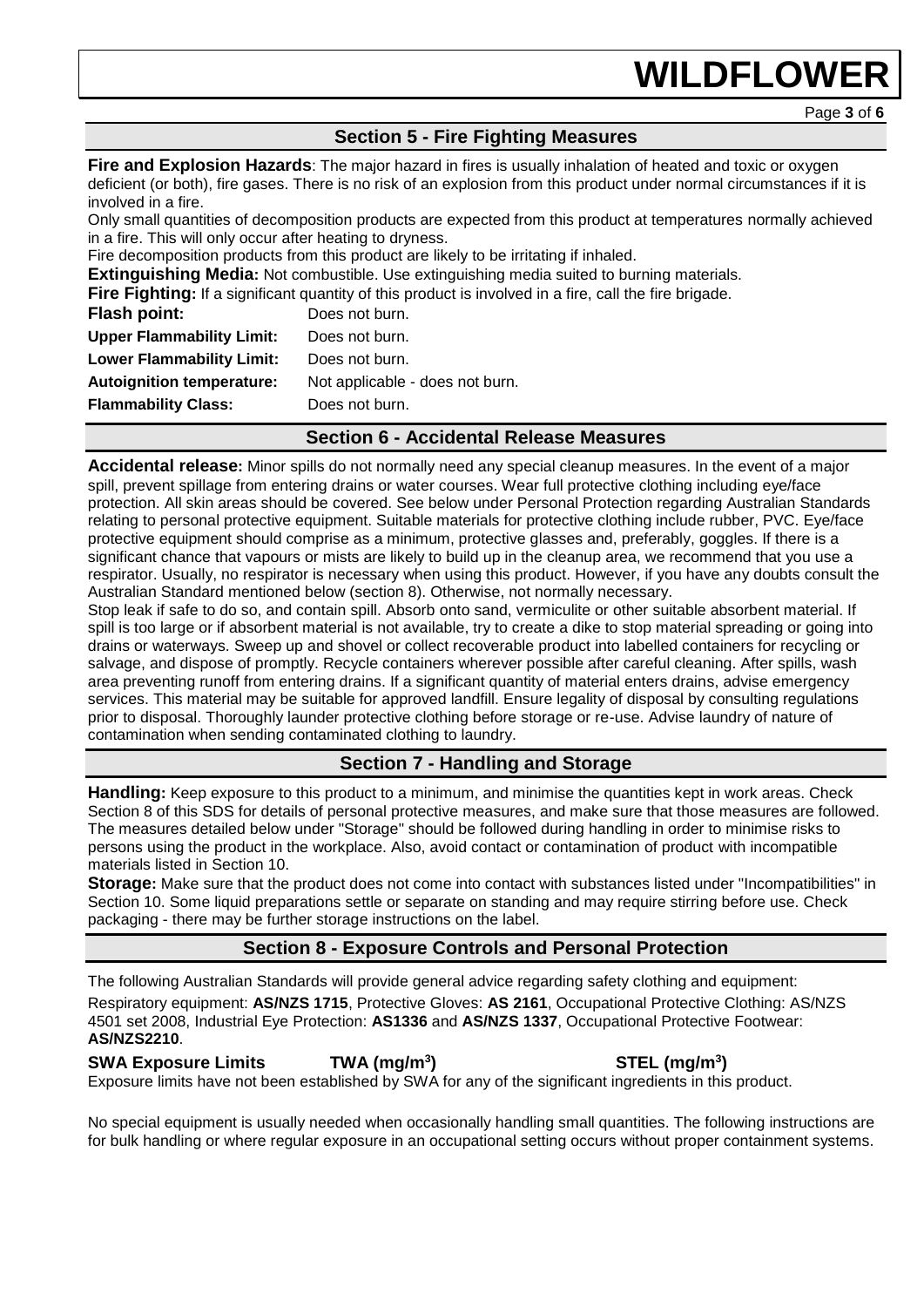## Section 5 - Fire Fighting Measures

**Fire and Explosion Hazards**: The major hazard in fires is usually inhalation of heated and toxic or oxygen deficient (or both), fire gases. There is no risk of an explosion from this product under normal circumstances if it is involved in a fire.

Only small quantities of decomposition products are expected from this product at temperatures normally achieved in a fire. This will only occur after heating to dryness.

Fire decomposition products from this product are likely to be irritating if inhaled.

**Extinguishing Media:** Not combustible. Use extinguishing media suited to burning materials.

**Fire Fighting:** If a significant quantity of this product is involved in a fire, call the fire brigade.

| | |
|---|---|
| **Flash point:** | Does not burn. |
| **Upper Flammability Limit:** | Does not burn. |
| **Lower Flammability Limit:** | Does not burn. |
| **Autoignition temperature:** | Not applicable - does not burn. |
| **Flammability Class:** | Does not burn. |

## Section 6 - Accidental Release Measures

**Accidental release:** Minor spills do not normally need any special cleanup measures. In the event of a major spill, prevent spillage from entering drains or water courses. Wear full protective clothing including eye/face protection. All skin areas should be covered. See below under Personal Protection regarding Australian Standards relating to personal protective equipment. Suitable materials for protective clothing include rubber, PVC. Eye/face protective equipment should comprise as a minimum, protective glasses and, preferably, goggles. If there is a significant chance that vapours or mists are likely to build up in the cleanup area, we recommend that you use a respirator. Usually, no respirator is necessary when using this product. However, if you have any doubts consult the Australian Standard mentioned below (section 8). Otherwise, not normally necessary.

Stop leak if safe to do so, and contain spill. Absorb onto sand, vermiculite or other suitable absorbent material. If spill is too large or if absorbent material is not available, try to create a dike to stop material spreading or going into drains or waterways. Sweep up and shovel or collect recoverable product into labelled containers for recycling or salvage, and dispose of promptly. Recycle containers wherever possible after careful cleaning. After spills, wash area preventing runoff from entering drains. If a significant quantity of material enters drains, advise emergency services. This material may be suitable for approved landfill. Ensure legality of disposal by consulting regulations prior to disposal. Thoroughly launder protective clothing before storage or re-use. Advise laundry of nature of contamination when sending contaminated clothing to laundry.

## Section 7 - Handling and Storage

**Handling:** Keep exposure to this product to a minimum, and minimise the quantities kept in work areas. Check Section 8 of this SDS for details of personal protective measures, and make sure that those measures are followed. The measures detailed below under "Storage" should be followed during handling in order to minimise risks to persons using the product in the workplace. Also, avoid contact or contamination of product with incompatible materials listed in Section 10.

**Storage:** Make sure that the product does not come into contact with substances listed under "Incompatibilities" in Section 10. Some liquid preparations settle or separate on standing and may require stirring before use. Check packaging - there may be further storage instructions on the label.

## Section 8 - Exposure Controls and Personal Protection

The following Australian Standards will provide general advice regarding safety clothing and equipment:

Respiratory equipment: **AS/NZS 1715**, Protective Gloves: **AS 2161**, Occupational Protective Clothing: AS/NZS 4501 set 2008, Industrial Eye Protection: **AS1336** and **AS/NZS 1337**, Occupational Protective Footwear: **AS/NZS2210**.

**SWA Exposure Limits** **TWA (mg/m$^3$)** **STEL (mg/m$^3$)**

Exposure limits have not been established by SWA for any of the significant ingredients in this product.

No special equipment is usually needed when occasionally handling small quantities. The following instructions are for bulk handling or where regular exposure in an occupational setting occurs without proper containment systems.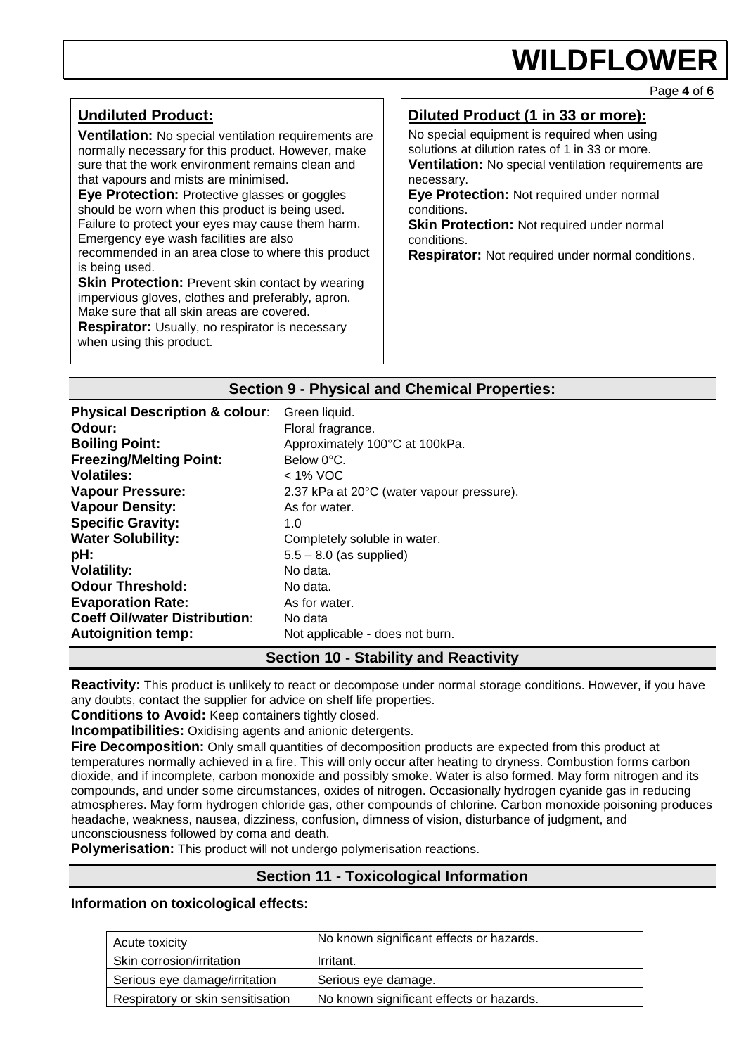## Undiluted Product:

**Ventilation:** No special ventilation requirements are normally necessary for this product. However, make sure that the work environment remains clean and that vapours and mists are minimised.
**Eye Protection:** Protective glasses or goggles should be worn when this product is being used. Failure to protect your eyes may cause them harm. Emergency eye wash facilities are also recommended in an area close to where this product is being used.
**Skin Protection:** Prevent skin contact by wearing impervious gloves, clothes and preferably, apron. Make sure that all skin areas are covered.
**Respirator:** Usually, no respirator is necessary when using this product.

## Diluted Product (1 in 33 or more):

No special equipment is required when using solutions at dilution rates of 1 in 33 or more.
**Ventilation:** No special ventilation requirements are necessary.
**Eye Protection:** Not required under normal conditions.
**Skin Protection:** Not required under normal conditions.
**Respirator:** Not required under normal conditions.

## Section 9 - Physical and Chemical Properties:

**Physical Description & colour**: Green liquid.
**Odour:** Floral fragrance.
**Boiling Point:** Approximately 100°C at 100kPa.
**Freezing/Melting Point:** Below 0°C.
**Volatiles:** < 1% VOC
**Vapour Pressure:** 2.37 kPa at 20°C (water vapour pressure).
**Vapour Density:** As for water.
**Specific Gravity:** 1.0
**Water Solubility:** Completely soluble in water.
**pH:** 5.5 – 8.0 (as supplied)
**Volatility:** No data.
**Odour Threshold:** No data.
**Evaporation Rate:** As for water.
**Coeff Oil/water Distribution**: No data
**Autoignition temp:** Not applicable - does not burn.

## Section 10 - Stability and Reactivity

**Reactivity:** This product is unlikely to react or decompose under normal storage conditions. However, if you have any doubts, contact the supplier for advice on shelf life properties.
**Conditions to Avoid:** Keep containers tightly closed.
**Incompatibilities:** Oxidising agents and anionic detergents.
**Fire Decomposition:** Only small quantities of decomposition products are expected from this product at temperatures normally achieved in a fire. This will only occur after heating to dryness. Combustion forms carbon dioxide, and if incomplete, carbon monoxide and possibly smoke. Water is also formed. May form nitrogen and its compounds, and under some circumstances, oxides of nitrogen. Occasionally hydrogen cyanide gas in reducing atmospheres. May form hydrogen chloride gas, other compounds of chlorine. Carbon monoxide poisoning produces headache, weakness, nausea, dizziness, confusion, dimness of vision, disturbance of judgment, and unconsciousness followed by coma and death.
**Polymerisation:** This product will not undergo polymerisation reactions.

## Section 11 - Toxicological Information

**Information on toxicological effects:**

| Acute toxicity | No known significant effects or hazards. |
|---|---|
| Skin corrosion/irritation | Irritant. |
| Serious eye damage/irritation | Serious eye damage. |
| Respiratory or skin sensitisation | No known significant effects or hazards. |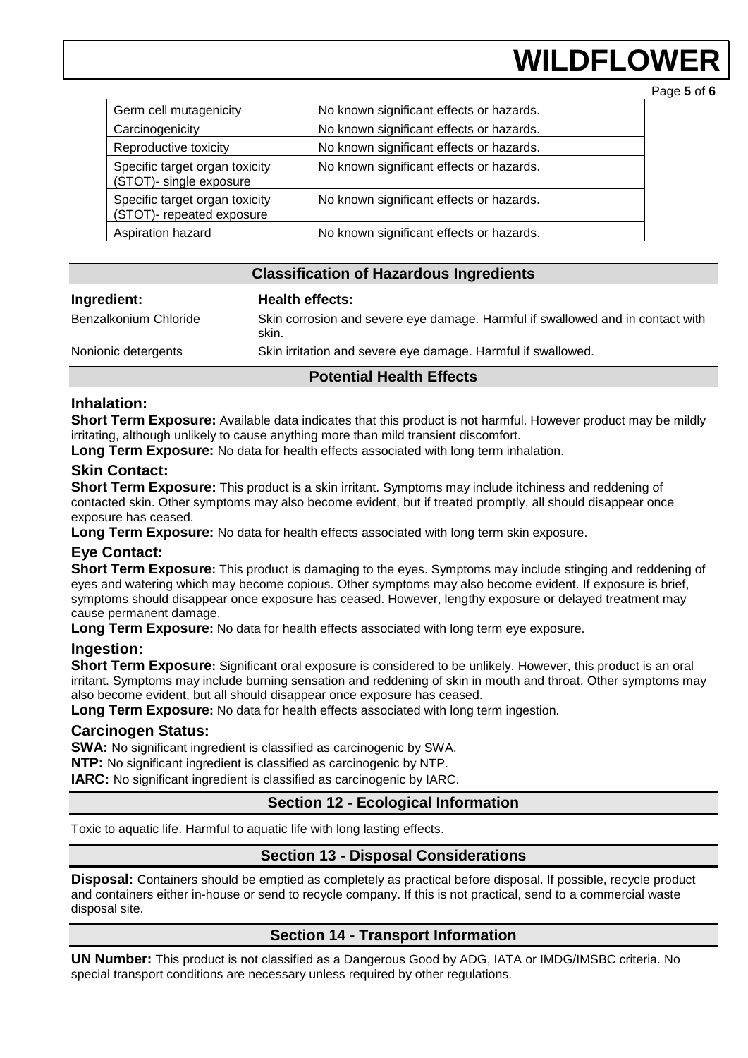| | |
|---|---|
| Germ cell mutagenicity | No known significant effects or hazards. |
| Carcinogenicity | No known significant effects or hazards. |
| Reproductive toxicity | No known significant effects or hazards. |
| Specific target organ toxicity (STOT)- single exposure | No known significant effects or hazards. |
| Specific target organ toxicity (STOT)- repeated exposure | No known significant effects or hazards. |
| Aspiration hazard | No known significant effects or hazards. |

## Classification of Hazardous Ingredients

| Ingredient: | Health effects: |
|---|---|
| Benzalkonium Chloride | Skin corrosion and severe eye damage. Harmful if swallowed and in contact with skin. |
| Nonionic detergents | Skin irritation and severe eye damage. Harmful if swallowed. |

## Potential Health Effects

### Inhalation:

**Short Term Exposure:** Available data indicates that this product is not harmful. However product may be mildly irritating, although unlikely to cause anything more than mild transient discomfort.

**Long Term Exposure:** No data for health effects associated with long term inhalation.

### Skin Contact:

**Short Term Exposure:** This product is a skin irritant. Symptoms may include itchiness and reddening of contacted skin. Other symptoms may also become evident, but if treated promptly, all should disappear once exposure has ceased.

**Long Term Exposure:** No data for health effects associated with long term skin exposure.

### Eye Contact:

**Short Term Exposure:** This product is damaging to the eyes. Symptoms may include stinging and reddening of eyes and watering which may become copious. Other symptoms may also become evident. If exposure is brief, symptoms should disappear once exposure has ceased. However, lengthy exposure or delayed treatment may cause permanent damage.

**Long Term Exposure:** No data for health effects associated with long term eye exposure.

### Ingestion:

**Short Term Exposure:** Significant oral exposure is considered to be unlikely. However, this product is an oral irritant. Symptoms may include burning sensation and reddening of skin in mouth and throat. Other symptoms may also become evident, but all should disappear once exposure has ceased.

**Long Term Exposure:** No data for health effects associated with long term ingestion.

### Carcinogen Status:

**SWA:** No significant ingredient is classified as carcinogenic by SWA.

**NTP:** No significant ingredient is classified as carcinogenic by NTP.

**IARC:** No significant ingredient is classified as carcinogenic by IARC.

## Section 12 - Ecological Information

Toxic to aquatic life. Harmful to aquatic life with long lasting effects.

## Section 13 - Disposal Considerations

**Disposal:** Containers should be emptied as completely as practical before disposal. If possible, recycle product and containers either in-house or send to recycle company. If this is not practical, send to a commercial waste disposal site.

## Section 14 - Transport Information

**UN Number:** This product is not classified as a Dangerous Good by ADG, IATA or IMDG/IMSBC criteria. No special transport conditions are necessary unless required by other regulations.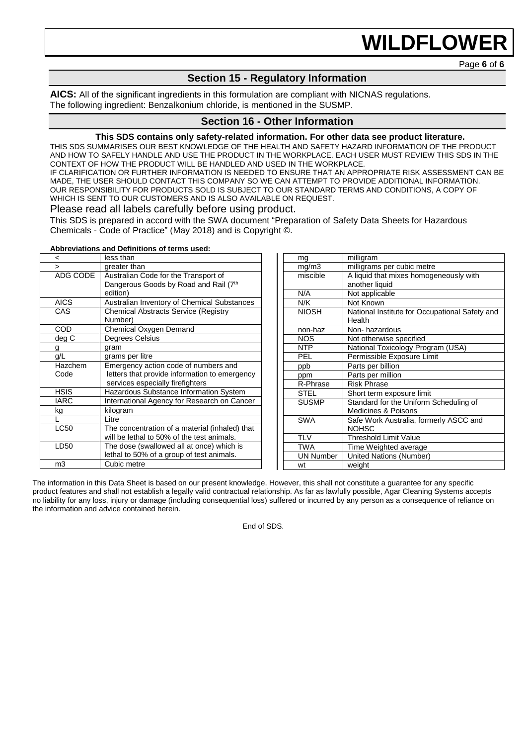## Section 15 - Regulatory Information

**AICS:** All of the significant ingredients in this formulation are compliant with NICNAS regulations.
The following ingredient: Benzalkonium chloride, is mentioned in the SUSMP.

## Section 16 - Other Information

**This SDS contains only safety-related information. For other data see product literature.**

THIS SDS SUMMARISES OUR BEST KNOWLEDGE OF THE HEALTH AND SAFETY HAZARD INFORMATION OF THE PRODUCT AND HOW TO SAFELY HANDLE AND USE THE PRODUCT IN THE WORKPLACE. EACH USER MUST REVIEW THIS SDS IN THE CONTEXT OF HOW THE PRODUCT WILL BE HANDLED AND USED IN THE WORKPLACE.
IF CLARIFICATION OR FURTHER INFORMATION IS NEEDED TO ENSURE THAT AN APPROPRIATE RISK ASSESSMENT CAN BE MADE, THE USER SHOULD CONTACT THIS COMPANY SO WE CAN ATTEMPT TO PROVIDE ADDITIONAL INFORMATION.
OUR RESPONSIBILITY FOR PRODUCTS SOLD IS SUBJECT TO OUR STANDARD TERMS AND CONDITIONS, A COPY OF WHICH IS SENT TO OUR CUSTOMERS AND IS ALSO AVAILABLE ON REQUEST.

Please read all labels carefully before using product.

This SDS is prepared in accord with the SWA document "Preparation of Safety Data Sheets for Hazardous Chemicals - Code of Practice" (May 2018) and is Copyright ©.

**Abbreviations and Definitions of terms used:**

| | |
|---|---|
| < | less than |
| > | greater than |
| ADG CODE | Australian Code for the Transport of Dangerous Goods by Road and Rail (7th edition) |
| AICS | Australian Inventory of Chemical Substances |
| CAS | Chemical Abstracts Service (Registry Number) |
| COD | Chemical Oxygen Demand |
| deg C | Degrees Celsius |
| g | gram |
| g/L | grams per litre |
| Hazchem Code | Emergency action code of numbers and letters that provide information to emergency services especially firefighters |
| HSIS | Hazardous Substance Information System |
| IARC | International Agency for Research on Cancer |
| kg | kilogram |
| L | Litre |
| LC50 | The concentration of a material (inhaled) that will be lethal to 50% of the test animals. |
| LD50 | The dose (swallowed all at once) which is lethal to 50% of a group of test animals. |
| m3 | Cubic metre |
| mg | milligram |
| mg/m3 | milligrams per cubic metre |
| miscible | A liquid that mixes homogeneously with another liquid |
| N/A | Not applicable |
| N/K | Not Known |
| NIOSH | National Institute for Occupational Safety and Health |
| non-haz | Non- hazardous |
| NOS | Not otherwise specified |
| NTP | National Toxicology Program (USA) |
| PEL | Permissible Exposure Limit |
| ppb | Parts per billion |
| ppm | Parts per million |
| R-Phrase | Risk Phrase |
| STEL | Short term exposure limit |
| SUSMP | Standard for the Uniform Scheduling of Medicines & Poisons |
| SWA | Safe Work Australia, formerly ASCC and NOHSC |
| TLV | Threshold Limit Value |
| TWA | Time Weighted average |
| UN Number | United Nations (Number) |
| wt | weight |

The information in this Data Sheet is based on our present knowledge. However, this shall not constitute a guarantee for any specific product features and shall not establish a legally valid contractual relationship. As far as lawfully possible, Agar Cleaning Systems accepts no liability for any loss, injury or damage (including consequential loss) suffered or incurred by any person as a consequence of reliance on the information and advice contained herein.

End of SDS.